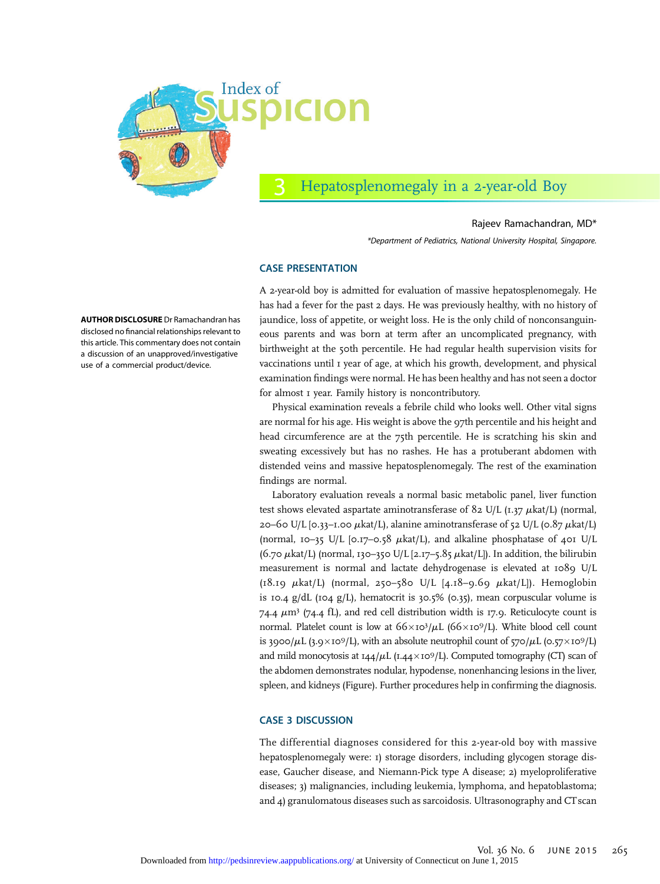# Index of Suspicion

## 3 Hepatosplenomegaly in a 2-year-old Boy

Rajeev Ramachandran, MD*

*Department of Pediatrics, National University Hospital, Singapore.

**AUTHOR DISCLOSURE** Dr Ramachandran has disclosed no financial relationships relevant to this article. This commentary does not contain a discussion of an unapproved/investigative use of a commercial product/device.

### CASE PRESENTATION

A 2-year-old boy is admitted for evaluation of massive hepatosplenomegaly. He has had a fever for the past 2 days. He was previously healthy, with no history of jaundice, loss of appetite, or weight loss. He is the only child of nonconsanguineous parents and was born at term after an uncomplicated pregnancy, with birthweight at the 50th percentile. He had regular health supervision visits for vaccinations until 1 year of age, at which his growth, development, and physical examination findings were normal. He has been healthy and has not seen a doctor for almost 1 year. Family history is noncontributory.

Physical examination reveals a febrile child who looks well. Other vital signs are normal for his age. His weight is above the 97th percentile and his height and head circumference are at the 75th percentile. He is scratching his skin and sweating excessively but has no rashes. He has a protuberant abdomen with distended veins and massive hepatosplenomegaly. The rest of the examination findings are normal.

Laboratory evaluation reveals a normal basic metabolic panel, liver function test shows elevated aspartate aminotransferase of 82 U/L (1.37 $\mu$kat/L) (normal, 20–60 U/L [0.33–1.00 $\mu$kat/L), alanine aminotransferase of 52 U/L (0.87 $\mu$kat/L) (normal, 10–35 U/L [0.17–0.58 $\mu$kat/L), and alkaline phosphatase of 401 U/L (6.70 $\mu$kat/L) (normal, 130–350 U/L [2.17–5.85 $\mu$kat/L]). In addition, the bilirubin measurement is normal and lactate dehydrogenase is elevated at 1089 U/L (18.19 $\mu$kat/L) (normal, 250–580 U/L [4.18–9.69 $\mu$kat/L]). Hemoglobin is 10.4 g/dL (104 g/L), hematocrit is 30.5% (0.35), mean corpuscular volume is 74.4 $\mu m^3$ (74.4 fL), and red cell distribution width is 17.9. Reticulocyte count is normal. Platelet count is low at $66\times10^3/\mu L$ ($66\times10^9/L$). White blood cell count is 3900/$\mu$L ($3.9\times10^9/L$), with an absolute neutrophil count of 570/$\mu$L ($0.57\times10^9/L$) and mild monocytosis at 144/$\mu$L ($1.44\times10^9/L$). Computed tomography (CT) scan of the abdomen demonstrates nodular, hypodense, nonenhancing lesions in the liver, spleen, and kidneys (Figure). Further procedures help in confirming the diagnosis.

### CASE 3 DISCUSSION

The differential diagnoses considered for this 2-year-old boy with massive hepatosplenomegaly were: 1) storage disorders, including glycogen storage disease, Gaucher disease, and Niemann-Pick type A disease; 2) myeloproliferative diseases; 3) malignancies, including leukemia, lymphoma, and hepatoblastoma; and 4) granulomatous diseases such as sarcoidosis. Ultrasonography and CT scan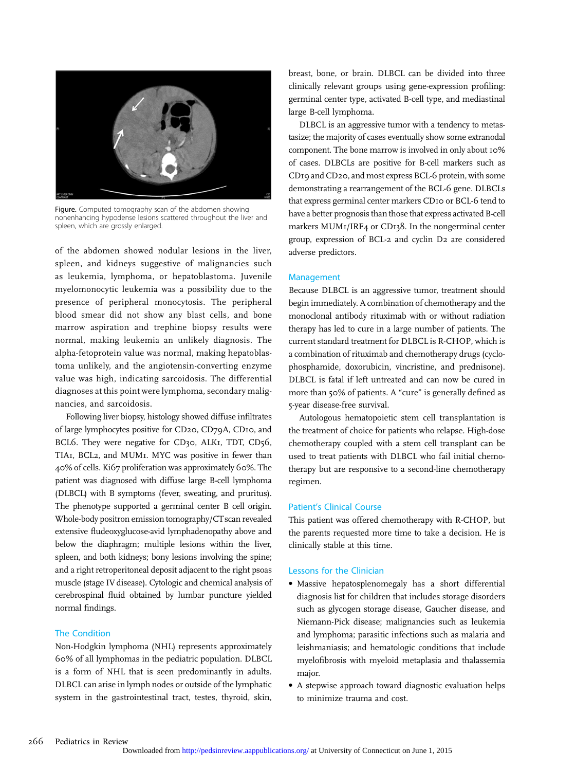Figure. Computed tomography scan of the abdomen showing nonenhancing hypodense lesions scattered throughout the liver and spleen, which are grossly enlarged.

of the abdomen showed nodular lesions in the liver, spleen, and kidneys suggestive of malignancies such as leukemia, lymphoma, or hepatoblastoma. Juvenile myelomonocytic leukemia was a possibility due to the presence of peripheral monocytosis. The peripheral blood smear did not show any blast cells, and bone marrow aspiration and trephine biopsy results were normal, making leukemia an unlikely diagnosis. The alpha-fetoprotein value was normal, making hepatoblastoma unlikely, and the angiotensin-converting enzyme value was high, indicating sarcoidosis. The differential diagnoses at this point were lymphoma, secondary malignancies, and sarcoidosis.

Following liver biopsy, histology showed diffuse infiltrates of large lymphocytes positive for CD20, CD79A, CD10, and BCL6. They were negative for CD30, ALK1, TDT, CD56, TIA1, BCL2, and MUM1. MYC was positive in fewer than 40% of cells. Ki67 proliferation was approximately 60%. The patient was diagnosed with diffuse large B-cell lymphoma (DLBCL) with B symptoms (fever, sweating, and pruritus). The phenotype supported a germinal center B cell origin. Whole-body positron emission tomography/CT scan revealed extensive fludeoxyglucose-avid lymphadenopathy above and below the diaphragm; multiple lesions within the liver, spleen, and both kidneys; bony lesions involving the spine; and a right retroperitoneal deposit adjacent to the right psoas muscle (stage IV disease). Cytologic and chemical analysis of cerebrospinal fluid obtained by lumbar puncture yielded normal findings.

## The Condition

Non-Hodgkin lymphoma (NHL) represents approximately 60% of all lymphomas in the pediatric population. DLBCL is a form of NHL that is seen predominantly in adults. DLBCL can arise in lymph nodes or outside of the lymphatic system in the gastrointestinal tract, testes, thyroid, skin, breast, bone, or brain. DLBCL can be divided into three clinically relevant groups using gene-expression profiling: germinal center type, activated B-cell type, and mediastinal large B-cell lymphoma.

DLBCL is an aggressive tumor with a tendency to metastasize; the majority of cases eventually show some extranodal component. The bone marrow is involved in only about 10% of cases. DLBCLs are positive for B-cell markers such as CD19 and CD20, and most express BCL-6 protein, with some demonstrating a rearrangement of the BCL-6 gene. DLBCLs that express germinal center markers CD10 or BCL-6 tend to have a better prognosis than those that express activated B-cell markers MUM1/IRF4 or CD138. In the nongerminal center group, expression of BCL-2 and cyclin D2 are considered adverse predictors.

## Management

Because DLBCL is an aggressive tumor, treatment should begin immediately. A combination of chemotherapy and the monoclonal antibody rituximab with or without radiation therapy has led to cure in a large number of patients. The current standard treatment for DLBCL is R-CHOP, which is a combination of rituximab and chemotherapy drugs (cyclophosphamide, doxorubicin, vincristine, and prednisone). DLBCL is fatal if left untreated and can now be cured in more than 50% of patients. A "cure" is generally defined as 5-year disease-free survival.

Autologous hematopoietic stem cell transplantation is the treatment of choice for patients who relapse. High-dose chemotherapy coupled with a stem cell transplant can be used to treat patients with DLBCL who fail initial chemotherapy but are responsive to a second-line chemotherapy regimen.

## Patient's Clinical Course

This patient was offered chemotherapy with R-CHOP, but the parents requested more time to take a decision. He is clinically stable at this time.

## Lessons for the Clinician

- Massive hepatosplenomegaly has a short differential diagnosis list for children that includes storage disorders such as glycogen storage disease, Gaucher disease, and Niemann-Pick disease; malignancies such as leukemia and lymphoma; parasitic infections such as malaria and leishmaniasis; and hematologic conditions that include myelofibrosis with myeloid metaplasia and thalassemia major.
- A stepwise approach toward diagnostic evaluation helps to minimize trauma and cost.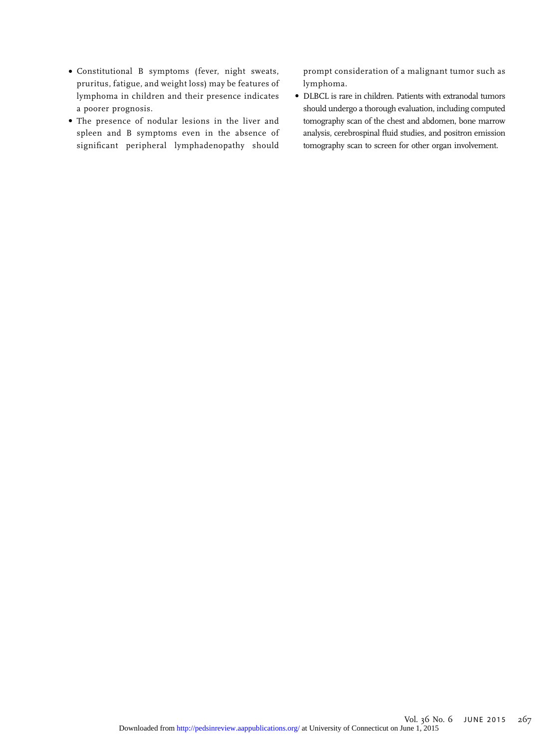- Constitutional B symptoms (fever, night sweats, pruritus, fatigue, and weight loss) may be features of lymphoma in children and their presence indicates a poorer prognosis.
- The presence of nodular lesions in the liver and spleen and B symptoms even in the absence of significant peripheral lymphadenopathy should prompt consideration of a malignant tumor such as lymphoma.
- DLBCL is rare in children. Patients with extranodal tumors should undergo a thorough evaluation, including computed tomography scan of the chest and abdomen, bone marrow analysis, cerebrospinal fluid studies, and positron emission tomography scan to screen for other organ involvement.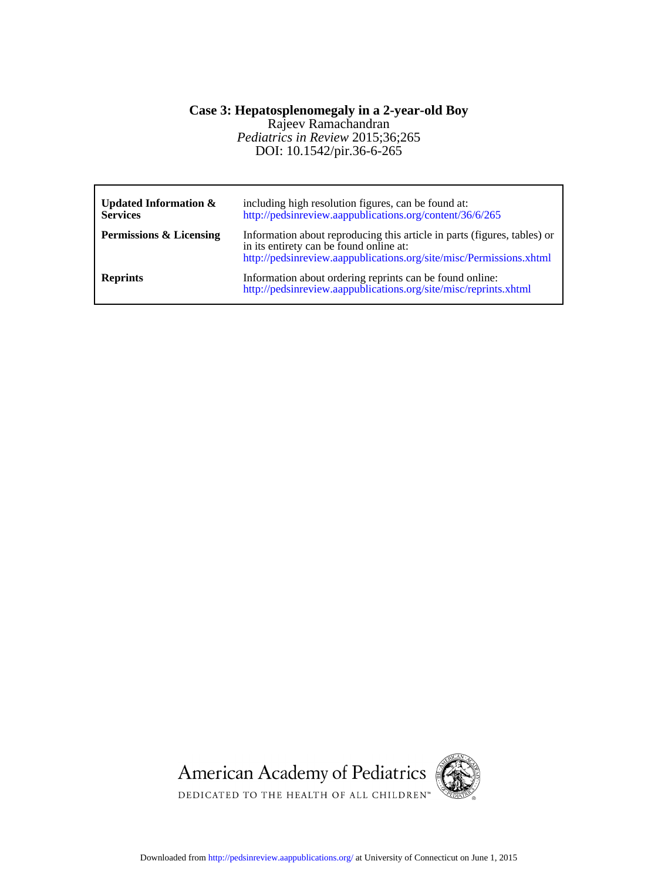# Case 3: Hepatosplenomegaly in a 2-year-old Boy

Rajeev Ramachandran

*Pediatrics in Review* 2015;36;265

DOI: 10.1542/pir.36-6-265

| | |
|---|---|
| **Updated Information & Services** | including high resolution figures, can be found at: http://pedsinreview.aappublications.org/content/36/6/265 |
| **Permissions & Licensing** | Information about reproducing this article in parts (figures, tables) or in its entirety can be found online at: http://pedsinreview.aappublications.org/site/misc/Permissions.xhtml |
| **Reprints** | Information about ordering reprints can be found online: http://pedsinreview.aappublications.org/site/misc/reprints.xhtml |

American Academy of Pediatrics

DEDICATED TO THE HEALTH OF ALL CHILDREN™

Downloaded from http://pedsinreview.aappublications.org/ at University of Connecticut on June 1, 2015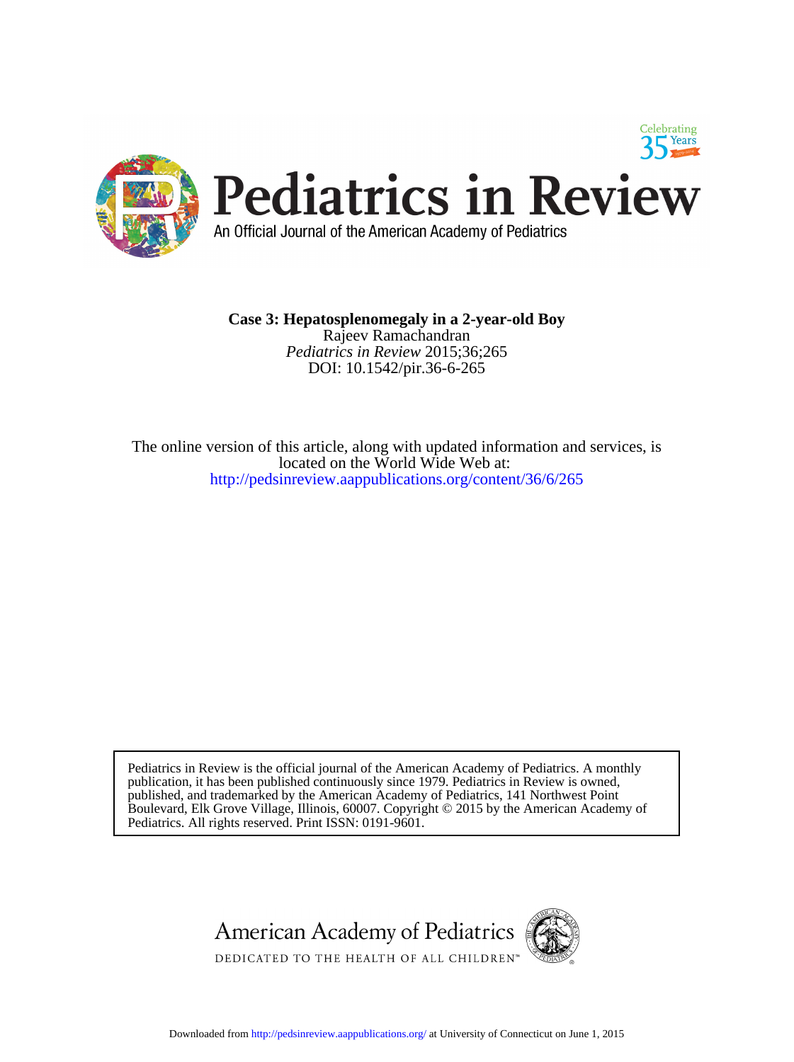# Pediatrics in Review

An Official Journal of the American Academy of Pediatrics

**Case 3: Hepatosplenomegaly in a 2-year-old Boy**

Rajeev Ramachandran

*Pediatrics in Review* 2015;36;265

DOI: 10.1542/pir.36-6-265

The online version of this article, along with updated information and services, is located on the World Wide Web at:

http://pedsinreview.aappublications.org/content/36/6/265

Pediatrics in Review is the official journal of the American Academy of Pediatrics. A monthly publication, it has been published continuously since 1979. Pediatrics in Review is owned, published, and trademarked by the American Academy of Pediatrics, 141 Northwest Point Boulevard, Elk Grove Village, Illinois, 60007. Copyright © 2015 by the American Academy of Pediatrics. All rights reserved. Print ISSN: 0191-9601.

American Academy of Pediatrics

DEDICATED TO THE HEALTH OF ALL CHILDREN™

Downloaded from http://pedsinreview.aappublications.org/ at University of Connecticut on June 1, 2015